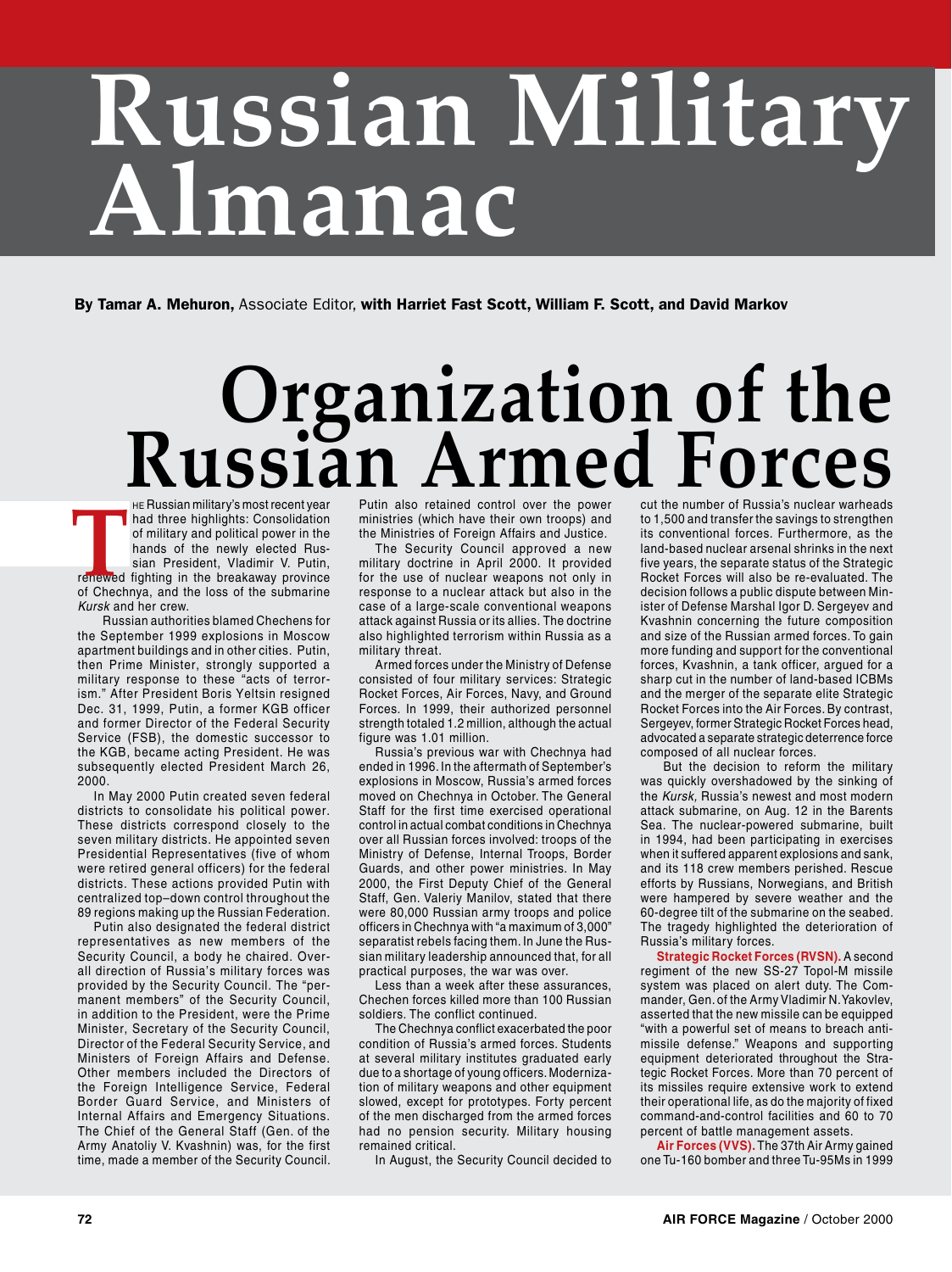# Russian Military Almanac

**By Tamar A. Mehuron,** Associate Editor, **with Harriet Fast Scott, William F. Scott, and David Markov**

## Organization of the Russian Armed Forces

The Russian military's most recent year had three highlights: Consolidation of military and political power in the hands of the newly elected Russian President, Vladimir V. Putin, renewed fighting in the breakaway province of Chechnya, and the loss of the submarine *Kursk* and her crew.

Russian authorities blamed Chechens for the September 1999 explosions in Moscow apartment buildings and in other cities. Putin, then Prime Minister, strongly supported a military response to these "acts of terrorism." After President Boris Yeltsin resigned Dec. 31, 1999, Putin, a former KGB officer and former Director of the Federal Security Service (FSB), the domestic successor to the KGB, was to become acting President. He was subsequently elected President March 26, 2000.

In May 2000 Putin created seven federal districts to consolidate his political power. These districts correspond closely to the seven military districts. He appointed seven Presidential Representatives (five of whom were retired general officers) for the federal districts. These actions provided Putin with centralized top–down control throughout the 89 regions making up the Russian Federation.

Putin also designated the federal district representatives as new members of the Security Council, a body he chaired. Overall direction of Russia's military forces was provided by the Security Council. The "permanent members" of the Security Council, in addition to the President, were the Prime Minister, Secretary of the Security Council, Director of the Federal Security Service, and Ministers of Foreign Affairs and Defense. Other members included the Directors of the Foreign Intelligence Service, Federal Border Guard Service, and Ministers of Internal Affairs and Emergency Situations. The Chief of the General Staff (Gen. of the Army Anatoliy V. Kvashnin) was, for the first time, made a member of the Security Council.

Putin also retained control over the power ministries (which have their own troops) and the Ministries of Foreign Affairs and Justice.

The Security Council approved a new military doctrine in April 2000. It provided for the use of nuclear weapons not only in response to a nuclear attack but also in the case of a large-scale conventional weapons attack against Russia or its allies. The doctrine also highlighted terrorism within Russia as a military threat.

Armed forces under the Ministry of Defense consisted of four military services: Strategic Rocket Forces, Air Forces, Navy, and Ground Forces. In 1999, their authorized personnel strength totaled 1.2 million, although the actual figure was 1.01 million.

Russia's previous war with Chechnya had ended in 1996. In the aftermath of September's explosions in Moscow, Russia's armed forces moved on Chechnya in October. The General Staff for the first time exercised operational control in actual combat conditions in Chechnya over all Russian forces involved: troops of the Ministry of Defense, Internal Troops, Border Guards, and other power ministries. In May 2000, the First Deputy Chief of the General Staff, Gen. Valeriy Manilov, stated that there were 80,000 Russian army troops and police officers in Chechnya with "a maximum of 3,000" separatist rebels facing them. In June the Russian military leadership announced that, for all practical purposes, the war was over.

Less than a week after these assurances, Chechen forces killed more than 100 Russian soldiers. The conflict continued.

The Chechnya conflict exacerbated the poor condition of Russia's armed forces. Students at several military institutes graduated early due to a shortage of young officers. Modernization of military weapons and other equipment slowed, except for prototypes. Forty percent of the men discharged from the armed forces had no pension security. Military housing remained critical.

In August, the Security Council decided to cut the number of Russia's nuclear warheads to 1,500 and transfer the savings to strengthen its conventional forces. Furthermore, as the land-based nuclear arsenal shrinks in the next five years, the separate status of the Strategic Rocket Forces will also be re-evaluated. The decision follows a public dispute between Minister of Defense Marshal Igor D. Sergeyev and Kvashnin concerning the future composition and size of the Russian armed forces. To gain more funding and support for the conventional forces, Kvashnin, a tank officer, argued for a sharp cut in the number of land-based ICBMs and the merger of the separate elite Strategic Rocket Forces into the Air Forces. By contrast, Sergeyev, former Strategic Rocket Forces head, advocated a separate strategic deterrence force composed of all nuclear forces.

But the decision to reform the military was quickly overshadowed by the sinking of the *Kursk,* Russia's newest and most modern attack submarine, on Aug. 12 in the Barents Sea. The nuclear-powered submarine, built in 1994, had been participating in exercises when it suffered apparent explosions and sank, and its 118 crew members perished. Rescue efforts by Russians, Norwegians, and British were hampered by severe weather and the 60-degree tilt of the submarine on the seabed. The tragedy highlighted the deterioration of Russia's military forces.

**Strategic Rocket Forces (RVSN).** A second regiment of the new SS-27 Topol-M missile system was placed on alert duty. The Commander, Gen. of the Army Vladimir N. Yakovlev, asserted that the new missile can be equipped "with a powerful set of means to breach anti-missile defense." Weapons and supporting equipment deteriorated throughout the Strategic Rocket Forces. More than 70 percent of its missiles require extensive work to extend their operational life, as do the majority of fixed command-and-control facilities and 60 to 70 percent of battle management assets.

**Air Forces (VVS).** The 37th Air Army gained one Tu-160 bomber and three Tu-95Ms in 1999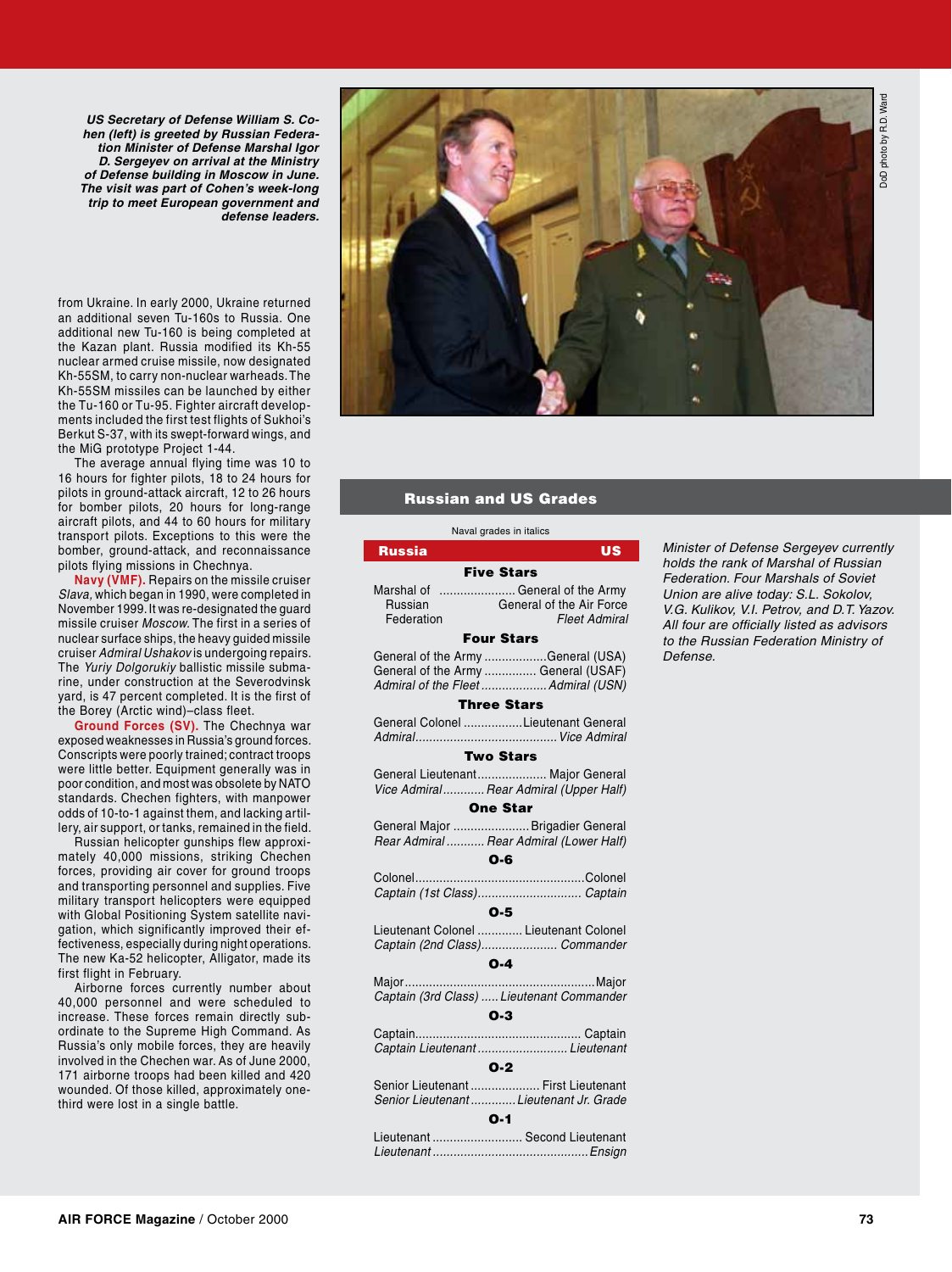*US Secretary of Defense William S. Cohen (left) is greeted by Russian Federation Minister of Defense Marshal Igor D. Sergeyev on arrival at the Ministry of Defense building in Moscow in June. The visit was part of Cohen's week-long trip to meet European government and defense leaders.*

DoD photo by R.D. Ward

from Ukraine. In early 2000, Ukraine returned an additional seven Tu-160s to Russia. One additional new Tu-160 is being completed at the Kazan plant. Russia modified its Kh-55 nuclear armed cruise missile, now designated Kh-55SM, to carry non-nuclear warheads. The Kh-55SM missiles can be launched by either the Tu-160 or Tu-95. Fighter aircraft developments included the first test flights of Sukhoi's Berkut S-37, with its swept-forward wings, and the MiG prototype Project 1-44.

The average annual flying time was 10 to 16 hours for fighter pilots, 18 to 24 hours for pilots in ground-attack aircraft, 12 to 26 hours for bomber pilots, 20 hours for long-range aircraft pilots, and 44 to 60 hours for military transport pilots. Exceptions to this were the bomber, ground-attack, and reconnaissance pilots flying missions in Chechnya.

**Navy (VMF).** Repairs on the missile cruiser *Slava,* which began in 1990, were completed in November 1999. It was re-designated the guard missile cruiser *Moscow.* The first in a series of nuclear surface ships, the heavy guided missile cruiser *Admiral Ushakov* is undergoing repairs. The *Yuriy Dolgorukiy* ballistic missile submarine, under construction at the Severodvinsk yard, is 47 percent completed. It is the first of the Borey (Arctic wind)–class fleet.

**Ground Forces (SV).** The Chechnya war exposed weaknesses in Russia's ground forces. Conscripts were poorly trained; contract troops were little better. Equipment generally was in poor condition, and most was obsolete by NATO standards. Chechen fighters, with manpower odds of 10-to-1 against them, and lacking artillery, air support, or tanks, remained in the field.

Russian helicopter gunships flew approximately 40,000 missions, striking Chechen forces, providing air cover for ground troops and transporting personnel and supplies. Five military transport helicopters were equipped with Global Positioning System satellite navigation, which significantly improved their effectiveness, especially during night operations. The new Ka-52 helicopter, Alligator, made its first flight in February.

Airborne forces currently number about 40,000 personnel and were scheduled to increase. These forces remain directly subordinate to the Supreme High Command. As Russia's only mobile forces, they are heavily involved in the Chechen war. As of June 2000, 171 airborne troops had been killed and 420 wounded. Of those killed, approximately one-third were lost in a single battle.

## Russian and US Grades

Naval grades in italics

| Russia | US |
|---|---|
| **Five Stars** | |
| Marshal of Russian Federation | General of the Army<br>General of the Air Force<br>*Fleet Admiral* |
| **Four Stars** | |
| General of the Army | General (USA) |
| General of the Army | General (USAF) |
| *Admiral of the Fleet* | *Admiral (USN)* |
| **Three Stars** | |
| General Colonel | Lieutenant General |
| *Admiral* | *Vice Admiral* |
| **Two Stars** | |
| General Lieutenant | Major General |
| *Vice Admiral* | *Rear Admiral (Upper Half)* |
| **One Star** | |
| General Major | Brigadier General |
| *Rear Admiral* | *Rear Admiral (Lower Half)* |
| **O-6** | |
| Colonel | Colonel |
| *Captain (1st Class)* | *Captain* |
| **O-5** | |
| Lieutenant Colonel | Lieutenant Colonel |
| *Captain (2nd Class)* | *Commander* |
| **O-4** | |
| Major | Major |
| *Captain (3rd Class)* | *Lieutenant Commander* |
| **O-3** | |
| Captain | Captain |
| *Captain Lieutenant* | *Lieutenant* |
| **O-2** | |
| Senior Lieutenant | First Lieutenant |
| *Senior Lieutenant* | *Lieutenant Jr. Grade* |
| **O-1** | |
| Lieutenant | Second Lieutenant |
| *Lieutenant* | *Ensign* |

*Minister of Defense Sergeyev currently holds the rank of Marshal of Russian Federation. Four Marshals of Soviet Union are alive today: S.L. Sokolov, V.G. Kulikov, V.I. Petrov, and D.T. Yazov. All four are officially listed as advisors to the Russian Federation Ministry of Defense.*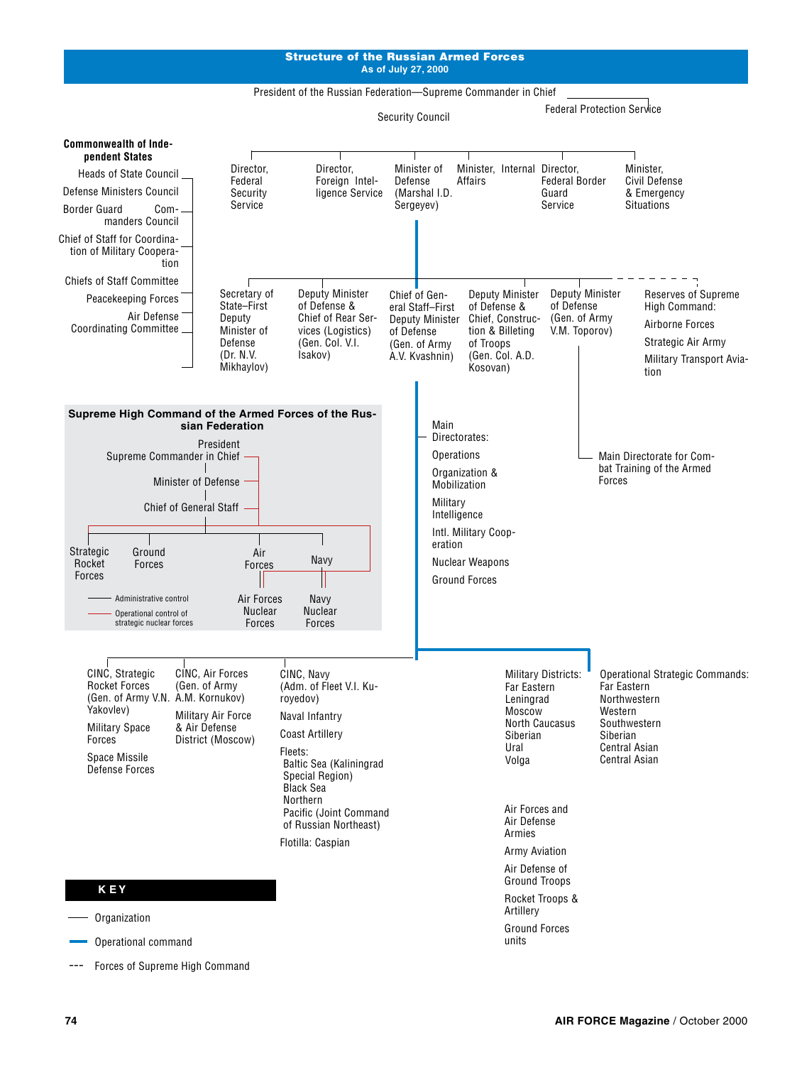## Structure of the Russian Armed Forces

As of July 27, 2000

President of the Russian Federation—Supreme Commander in Chief

Federal Protection Service

Security Council

**Commonwealth of Independent States**

- Heads of State Council
- Defense Ministers Council
- Border Guard Commanders Council
- Chief of Staff for Coordination of Military Cooperation
- Chiefs of Staff Committee
- Peacekeeping Forces
- Air Defense Coordinating Committee

- Director, Federal Security Service
- Director, Foreign Intelligence Service
- Minister of Defense (Marshal I.D. Sergeyev)
- Minister, Internal Affairs
- Director, Federal Border Guard Service
- Minister, Civil Defense & Emergency Situations

Under the Minister of Defense:

- Secretary of State–First Deputy Minister of Defense (Dr. N.V. Mikhaylov)
- Deputy Minister of Defense & Chief of Rear Services (Logistics) (Gen. Col. V.I. Isakov)
- Chief of General Staff–First Deputy Minister of Defense (Gen. of Army A.V. Kvashnin)
- Deputy Minister of Defense & Chief, Construction & Billeting of Troops (Gen. Col. A.D. Kosovan)
- Deputy Minister of Defense (Gen. of Army V.M. Toporov)
  - Main Directorate for Combat Training of the Armed Forces
- Reserves of Supreme High Command:
  - Airborne Forces
  - Strategic Air Army
  - Military Transport Aviation

Main Directorates:

- Operations
- Organization & Mobilization
- Military Intelligence
- Intl. Military Cooperation
- Nuclear Weapons
- Ground Forces

**Supreme High Command of the Armed Forces of the Russian Federation**

- President Supreme Commander in Chief
- Minister of Defense
- Chief of General Staff
  - Strategic Rocket Forces
  - Ground Forces
  - Air Forces
    - Air Forces Nuclear Forces
  - Navy
    - Navy Nuclear Forces

—— Administrative control

—— Operational control of strategic nuclear forces

- CINC, Strategic Rocket Forces (Gen. of Army V.N. Yakovlev)
  - Military Space Forces
  - Space Missile Defense Forces
- CINC, Air Forces (Gen. of Army A.M. Kornukov)
  - Military Air Force & Air Defense District (Moscow)
- CINC, Navy (Adm. of Fleet V.I. Kuroyedov)
  - Naval Infantry
  - Coast Artillery
  - Fleets:
    - Baltic Sea (Kaliningrad Special Region)
    - Black Sea
    - Northern
    - Pacific (Joint Command of Russian Northeast)
  - Flotilla: Caspian

Military Districts:

- Far Eastern
- Leningrad
- Moscow
- North Caucasus
- Siberian
- Ural
- Volga

Operational Strategic Commands:

- Far Eastern
- Northwestern
- Western
- Southwestern
- Siberian
- Central Asian
- Central Asian

- Air Forces and Air Defense Armies
- Army Aviation
- Air Defense of Ground Troops
- Rocket Troops & Artillery
- Ground Forces units

**KEY**

—— Organization

—— Operational command

--- Forces of Supreme High Command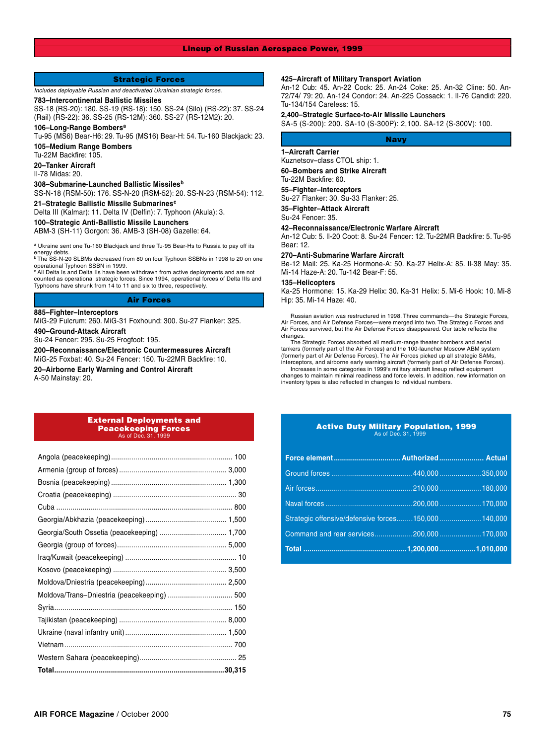# Lineup of Russian Aerospace Power, 1999

## Strategic Forces

*Includes deployable Russian and deactivated Ukrainian strategic forces.*

**783–Intercontinental Ballistic Missiles**
SS-18 (RS-20): 180. SS-19 (RS-18): 150. SS-24 (Silo) (RS-22): 37. SS-24 (Rail) (RS-22): 36. SS-25 (RS-12M): 360. SS-27 (RS-12M2): 20.

**106–Long-Range Bombers[a]**
Tu-95 (MS6) Bear-H6: 29. Tu-95 (MS16) Bear-H: 54. Tu-160 Blackjack: 23.

**105–Medium Range Bombers**
Tu-22M Backfire: 105.

**20–Tanker Aircraft**
Il-78 Midas: 20.

**308–Submarine-Launched Ballistic Missiles[b]**
SS-N-18 (RSM-50): 176. SS-N-20 (RSM-52): 20. SS-N-23 (RSM-54): 112.

**21–Strategic Ballistic Missile Submarines[c]**
Delta III (Kalmar): 11. Delta IV (Delfin): 7. Typhoon (Akula): 3.

**100–Strategic Anti-Ballistic Missile Launchers**
ABM-3 (SH-11) Gorgon: 36. AMB-3 (SH-08) Gazelle: 64.

[a] Ukraine sent one Tu-160 Blackjack and three Tu-95 Bear-Hs to Russia to pay off its energy debts.
[b] The SS-N-20 SLBMs decreased from 80 on four Typhoon SSBNs in 1998 to 20 on one operational Typhoon SSBN in 1999.
[c] All Delta Is and Delta IIs have been withdrawn from active deployments and are not counted as operational strategic forces. Since 1994, operational forces of Delta IIIs and Typhoons have shrunk from 14 to 11 and six to three, respectively.

## Air Forces

**885–Fighter–Interceptors**
MiG-29 Fulcrum: 260. MiG-31 Foxhound: 300. Su-27 Flanker: 325.

**490–Ground-Attack Aircraft**
Su-24 Fencer: 295. Su-25 Frogfoot: 195.

**200–Reconnaissance/Electronic Countermeasures Aircraft**
MiG-25 Foxbat: 40. Su-24 Fencer: 150. Tu-22MR Backfire: 10.

**20–Airborne Early Warning and Control Aircraft**
A-50 Mainstay: 20.

**425–Aircraft of Military Transport Aviation**
An-12 Cub: 45. An-22 Cock: 25. An-24 Coke: 25. An-32 Cline: 50. An-72/74/ 79: 20. An-124 Condor: 24. An-225 Cossack: 1. Il-76 Candid: 220. Tu-134/154 Careless: 15.

**2,400–Strategic Surface-to-Air Missile Launchers**
SA-5 (S-200): 200. SA-10 (S-300P): 2,100. SA-12 (S-300V): 100.

## Navy

**1–Aircraft Carrier**
Kuznetsov–class CTOL ship: 1.

**60–Bombers and Strike Aircraft**
Tu-22M Backfire: 60.

**55–Fighter–Interceptors**
Su-27 Flanker: 30. Su-33 Flanker: 25.

**35–Fighter–Attack Aircraft**
Su-24 Fencer: 35.

**42–Reconnaissance/Electronic Warfare Aircraft**
An-12 Cub: 5. Il-20 Coot: 8. Su-24 Fencer: 12. Tu-22MR Backfire: 5. Tu-95 Bear: 12.

**270–Anti-Submarine Warfare Aircraft**
Be-12 Mail: 25. Ka-25 Hormone-A: 50. Ka-27 Helix-A: 85. Il-38 May: 35. Mi-14 Haze-A: 20. Tu-142 Bear-F: 55.

**135–Helicopters**
Ka-25 Hormone: 15. Ka-29 Helix: 30. Ka-31 Helix: 5. Mi-6 Hook: 10. Mi-8 Hip: 35. Mi-14 Haze: 40.

Russian aviation was restructured in 1998. Three commands—the Strategic Forces, Air Forces, and Air Defense Forces—were merged into two. The Strategic Forces and Air Forces survived, but the Air Defense Forces disappeared. Our table reflects the changes.

The Strategic Forces absorbed all medium-range theater bombers and aerial tankers (formerly part of the Air Forces) and the 100-launcher Moscow ABM system (formerly part of Air Defense Forces). The Air Forces picked up all strategic SAMs, interceptors, and airborne early warning aircraft (formerly part of Air Defense Forces).

Increases in some categories in 1999's military aircraft lineup reflect equipment changes to maintain minimal readiness and force levels. In addition, new information on inventory types is also reflected in changes to individual numbers.

## External Deployments and Peacekeeping Forces

As of Dec. 31, 1999

| Location | Number |
|---|---|
| Angola (peacekeeping) | 100 |
| Armenia (group of forces) | 3,000 |
| Bosnia (peacekeeping) | 1,300 |
| Croatia (peacekeeping) | 30 |
| Cuba | 800 |
| Georgia/Abkhazia (peacekeeping) | 1,500 |
| Georgia/South Ossetia (peacekeeping) | 1,700 |
| Georgia (group of forces) | 5,000 |
| Iraq/Kuwait (peacekeeping) | 10 |
| Kosovo (peacekeeping) | 3,500 |
| Moldova/Dniestria (peacekeeping) | 2,500 |
| Moldova/Trans–Dniestria (peacekeeping) | 500 |
| Syria | 150 |
| Tajikistan (peacekeeping) | 8,000 |
| Ukraine (naval infantry unit) | 1,500 |
| Vietnam | 700 |
| Western Sahara (peacekeeping) | 25 |
| **Total** | **30,315** |

## Active Duty Military Population, 1999

As of Dec. 31, 1999

| Force element | Authorized | Actual |
|---|---|---|
| Ground forces | 440,000 | 350,000 |
| Air forces | 210,000 | 180,000 |
| Naval forces | 200,000 | 170,000 |
| Strategic offensive/defensive forces | 150,000 | 140,000 |
| Command and rear services | 200,000 | 170,000 |
| **Total** | **1,200,000** | **1,010,000** |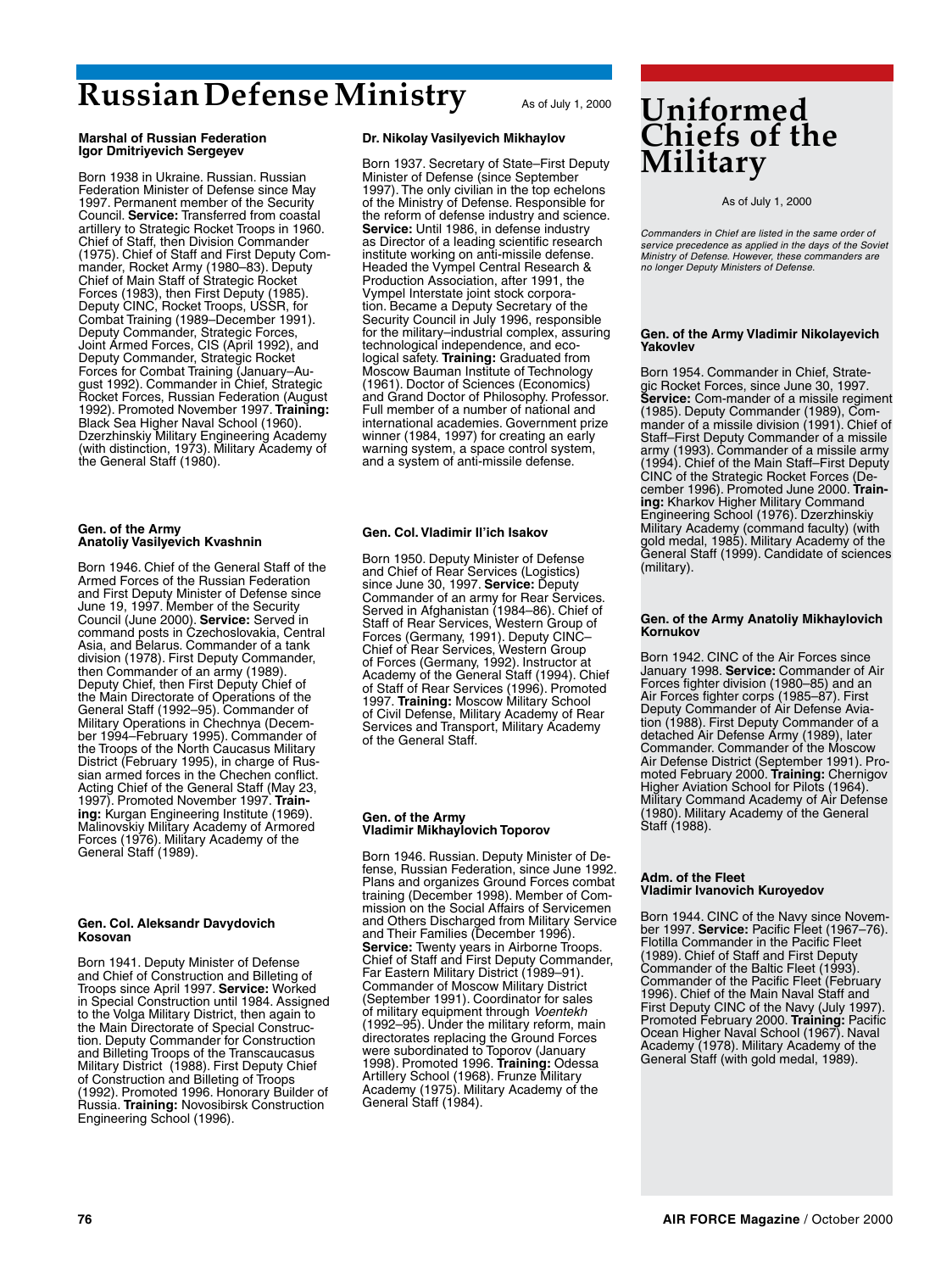# Russian Defense Ministry

As of July 1, 2000

**Marshal of Russian Federation**
**Igor Dmitriyevich Sergeyev**

Born 1938 in Ukraine. Russian. Russian Federation Minister of Defense since May 1997. Permanent member of the Security Council. **Service:** Transferred from coastal artillery to Strategic Rocket Troops in 1960. Chief of Staff, then Division Commander (1975). Chief of Staff and First Deputy Commander, Rocket Army (1980–83). Deputy Chief of Main Staff of Strategic Rocket Forces (1983), then First Deputy (1985). Deputy CINC, Rocket Troops, USSR, for Combat Training (1989–December 1991). Deputy Commander, Strategic Forces, Joint Armed Forces, CIS (April 1992), and Deputy Commander, Strategic Rocket Forces for Combat Training (January–August 1992). Commander in Chief, Strategic Rocket Forces, Russian Federation (August 1992). Promoted November 1997. **Training:** Black Sea Higher Naval School (1960). Dzerzhinskiy Military Engineering Academy (with distinction, 1973). Military Academy of the General Staff (1980).

**Gen. of the Army**
**Anatoliy Vasilyevich Kvashnin**

Born 1946. Chief of the General Staff of the Armed Forces of the Russian Federation and First Deputy Minister of Defense since June 19, 1997. Member of the Security Council (June 2000). **Service:** Served in command posts in Czechoslovakia, Central Asia, and Belarus. Commander of a tank division (1978). First Deputy Commander, then Commander of an army (1989). Deputy Chief, then First Deputy Chief of the Main Directorate of Operations of the General Staff (1992–95). Commander of Military Operations in Chechnya (December 1994–February 1995). Commander of the Troops of the North Caucasus Military District (February 1995), in charge of Russian armed forces in the Chechen conflict. Acting Chief of the General Staff (May 23, 1997). Promoted November 1997. **Training:** Kurgan Engineering Institute (1969). Malinovskiy Military Academy of Armored Forces (1976). Military Academy of the General Staff (1989).

**Gen. Col. Aleksandr Davydovich Kosovan**

Born 1941. Deputy Minister of Defense and Chief of Construction and Billeting of Troops since April 1997. **Service:** Worked in Special Construction until 1984. Assigned to the Volga Military District, then again to the Main Directorate of Special Construction. Deputy Commander for Construction and Billeting Troops of the Transcaucasus Military District (1988). First Deputy Chief of Construction and Billeting of Troops (1992). Promoted 1996. Honorary Builder of Russia. **Training:** Novosibirsk Construction Engineering School (1996).

**Dr. Nikolay Vasilyevich Mikhaylov**

Born 1937. Secretary of State–First Deputy Minister of Defense (since September 1997). The only civilian in the top echelons of the Ministry of Defense. Responsible for the reform of defense industry and science. **Service:** Until 1986, in defense industry as Director of a leading scientific research institute working on anti-missile defense. Headed the Vympel Central Research & Production Association, after 1991, the Vympel Interstate joint stock corporation. Became a Deputy Secretary of the Security Council in July 1996, responsible for the military–industrial complex, assuring technological independence, and ecological safety. **Training:** Graduated from Moscow Bauman Institute of Technology (1961). Doctor of Sciences (Economics) and Grand Doctor of Philosophy. Professor. Full member of a number of national and international academies. Government prize winner (1984, 1997) for creating an early warning system, a space control system, and a system of anti-missile defense.

**Gen. Col. Vladimir Il'ich Isakov**

Born 1950. Deputy Minister of Defense and Chief of Rear Services (Logistics) since June 30, 1997. **Service:** Deputy Commander of an army for Rear Services. Served in Afghanistan (1984–86). Chief of Staff of Rear Services, Western Group of Forces (Germany, 1991). Deputy CINC–Chief of Rear Services, Western Group of Forces (Germany, 1992). Instructor at Academy of the General Staff (1994). Chief of Staff of Rear Services (1996). Promoted 1997. **Training:** Moscow Military School of Civil Defense, Military Academy of Rear Services and Transport, Military Academy of the General Staff.

**Gen. of the Army**
**Vladimir Mikhaylovich Toporov**

Born 1946. Russian. Deputy Minister of Defense, Russian Federation, since June 1992. Plans and organizes Ground Forces combat training (December 1998). Member of Commission on the Social Affairs of Servicemen and Others Discharged from Military Service and Their Families (December 1996). **Service:** Twenty years in Airborne Troops. Chief of Staff and First Deputy Commander, Far Eastern Military District (1989–91). Commander of Moscow Military District (September 1991). Coordinator for sales of military equipment through *Voentekh* (1992–95). Under the military reform, main directorates replacing the Ground Forces were subordinated to Toporov (January 1998). Promoted 1996. **Training:** Odessa Artillery School (1968). Frunze Military Academy (1975). Military Academy of the General Staff (1984).

# Uniformed Chiefs of the Military

As of July 1, 2000

*Commanders in Chief are listed in the same order of service precedence as applied in the days of the Soviet Ministry of Defense. However, these commanders are no longer Deputy Ministers of Defense.*

**Gen. of the Army Vladimir Nikolayevich Yakovlev**

Born 1954. Commander in Chief, Strategic Rocket Forces, since June 30, 1997. **Service:** Com-mander of a missile regiment (1985). Deputy Commander (1989), Commander of a missile division (1991). Chief of Staff–First Deputy Commander of a missile army (1993). Commander of a missile army (1994). Chief of the Main Staff–First Deputy CINC of the Strategic Rocket Forces (December 1996). Promoted June 2000. **Training:** Kharkov Higher Military Command Engineering School (1976). Dzerzhinskiy Military Academy (command faculty) (with gold medal, 1985). Military Academy of the General Staff (1999). Candidate of sciences (military).

**Gen. of the Army Anatoliy Mikhaylovich Kornukov**

Born 1942. CINC of the Air Forces since January 1998. **Service:** Commander of an Air Forces fighter division (1980–85) and an Air Forces fighter corps (1985–87). First Deputy Commander of Air Defense Aviation (1988). First Deputy Commander of a detached Air Defense Army (1989), later Commander. Commander of the Moscow Air Defense District (September 1991). Promoted February 2000. **Training:** Chernigov Higher Aviation School for Pilots (1964). Military Command Academy of Air Defense (1980). Military Academy of the General Staff (1988).

**Adm. of the Fleet**
**Vladimir Ivanovich Kuroyedov**

Born 1944. CINC of the Navy since November 1997. **Service:** Pacific Fleet (1967–76). Flotilla Commander in the Pacific Fleet (1989). Chief of Staff and First Deputy Commander of the Baltic Fleet (1993). Commander of the Pacific Fleet (February 1996). Chief of the Main Naval Staff and First Deputy CINC of the Navy (July 1997). Promoted February 2000. **Training:** Pacific Ocean Higher Naval School (1967). Naval Academy (1978). Military Academy of the General Staff (with gold medal, 1989).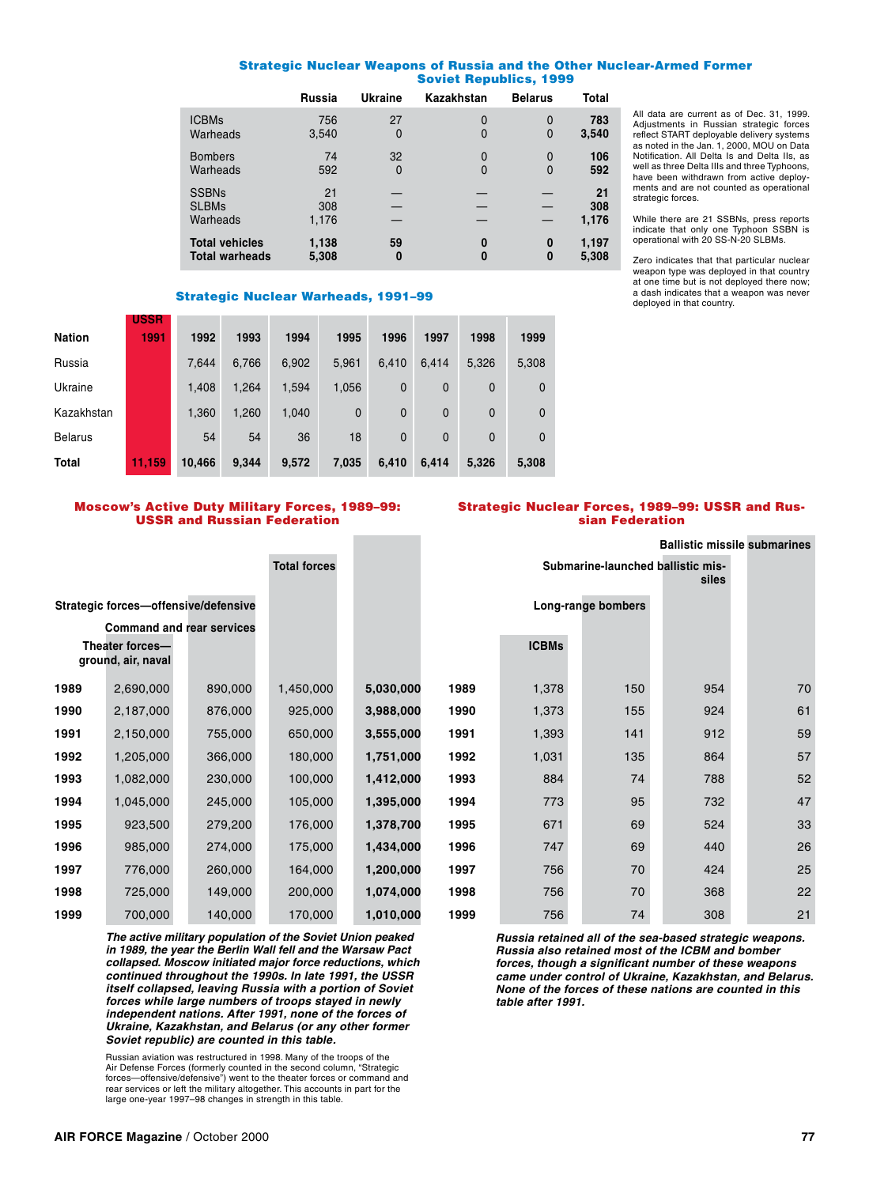### Strategic Nuclear Weapons of Russia and the Other Nuclear-Armed Former Soviet Republics, 1999

| | Russia | Ukraine | Kazakhstan | Belarus | Total |
|---|---|---|---|---|---|
| ICBMs | 756 | 27 | 0 | 0 | **783** |
| Warheads | 3,540 | 0 | 0 | 0 | **3,540** |
| Bombers | 74 | 32 | 0 | 0 | **106** |
| Warheads | 592 | 0 | 0 | 0 | **592** |
| SSBNs | 21 | — | — | — | **21** |
| SLBMs | 308 | — | — | — | **308** |
| Warheads | 1,176 | — | — | — | **1,176** |
| **Total vehicles** | **1,138** | **59** | **0** | **0** | **1,197** |
| **Total warheads** | **5,308** | **0** | **0** | **0** | **5,308** |

All data are current as of Dec. 31, 1999. Adjustments in Russian strategic forces reflect START deployable delivery systems as noted in the Jan. 1, 2000, MOU on Data Notification. All Delta Is and Delta IIs, as well as three Delta IIIs and three Typhoons, have been withdrawn from active deployments and are not counted as operational strategic forces.

While there are 21 SSBNs, press reports indicate that only one Typhoon SSBN is operational with 20 SS-N-20 SLBMs.

Zero indicates that that particular nuclear weapon type was deployed in that country at one time but is not deployed there now; a dash indicates that a weapon was never deployed in that country.

### Strategic Nuclear Warheads, 1991–99

| Nation | USSR 1991 | 1992 | 1993 | 1994 | 1995 | 1996 | 1997 | 1998 | 1999 |
|---|---|---|---|---|---|---|---|---|---|
| Russia | | 7,644 | 6,766 | 6,902 | 5,961 | 6,410 | 6,414 | 5,326 | 5,308 |
| Ukraine | | 1,408 | 1,264 | 1,594 | 1,056 | 0 | 0 | 0 | 0 |
| Kazakhstan | | 1,360 | 1,260 | 1,040 | 0 | 0 | 0 | 0 | 0 |
| Belarus | | 54 | 54 | 36 | 18 | 0 | 0 | 0 | 0 |
| **Total** | **11,159** | **10,466** | **9,344** | **9,572** | **7,035** | **6,410** | **6,414** | **5,326** | **5,308** |

### Moscow's Active Duty Military Forces, 1989–99: USSR and Russian Federation

| | Theater forces—ground, air, naval | Strategic forces—offensive/defensive | Command and rear services | Total forces |
|---|---|---|---|---|
| **1989** | 2,690,000 | 890,000 | 1,450,000 | **5,030,000** |
| **1990** | 2,187,000 | 876,000 | 925,000 | **3,988,000** |
| **1991** | 2,150,000 | 755,000 | 650,000 | **3,555,000** |
| **1992** | 1,205,000 | 366,000 | 180,000 | **1,751,000** |
| **1993** | 1,082,000 | 230,000 | 100,000 | **1,412,000** |
| **1994** | 1,045,000 | 245,000 | 105,000 | **1,395,000** |
| **1995** | 923,500 | 279,200 | 176,000 | **1,378,700** |
| **1996** | 985,000 | 274,000 | 175,000 | **1,434,000** |
| **1997** | 776,000 | 260,000 | 164,000 | **1,200,000** |
| **1998** | 725,000 | 149,000 | 200,000 | **1,074,000** |
| **1999** | 700,000 | 140,000 | 170,000 | **1,010,000** |

***The active military population of the Soviet Union peaked in 1989, the year the Berlin Wall fell and the Warsaw Pact collapsed. Moscow initiated major force reductions, which continued throughout the 1990s. In late 1991, the USSR itself collapsed, leaving Russia with a portion of Soviet forces while large numbers of troops stayed in newly independent nations. After 1991, none of the forces of Ukraine, Kazakhstan, and Belarus (or any other former Soviet republic) are counted in this table.***

Russian aviation was restructured in 1998. Many of the troops of the Air Defense Forces (formerly counted in the second column, "Strategic forces—offensive/defensive") went to the theater forces or command and rear services or left the military altogether. This accounts in part for the large one-year 1997–98 changes in strength in this table.

### Strategic Nuclear Forces, 1989–99: USSR and Russian Federation

| | ICBMs | Long-range bombers | Submarine-launched ballistic missiles | Ballistic missile submarines |
|---|---|---|---|---|
| **1989** | 1,378 | 150 | 954 | 70 |
| **1990** | 1,373 | 155 | 924 | 61 |
| **1991** | 1,393 | 141 | 912 | 59 |
| **1992** | 1,031 | 135 | 864 | 57 |
| **1993** | 884 | 74 | 788 | 52 |
| **1994** | 773 | 95 | 732 | 47 |
| **1995** | 671 | 69 | 524 | 33 |
| **1996** | 747 | 69 | 440 | 26 |
| **1997** | 756 | 70 | 424 | 25 |
| **1998** | 756 | 70 | 368 | 22 |
| **1999** | 756 | 74 | 308 | 21 |

***Russia retained all of the sea-based strategic weapons. Russia also retained most of the ICBM and bomber forces, though a significant number of these weapons came under control of Ukraine, Kazakhstan, and Belarus. None of the forces of these nations are counted in this table after 1991.***